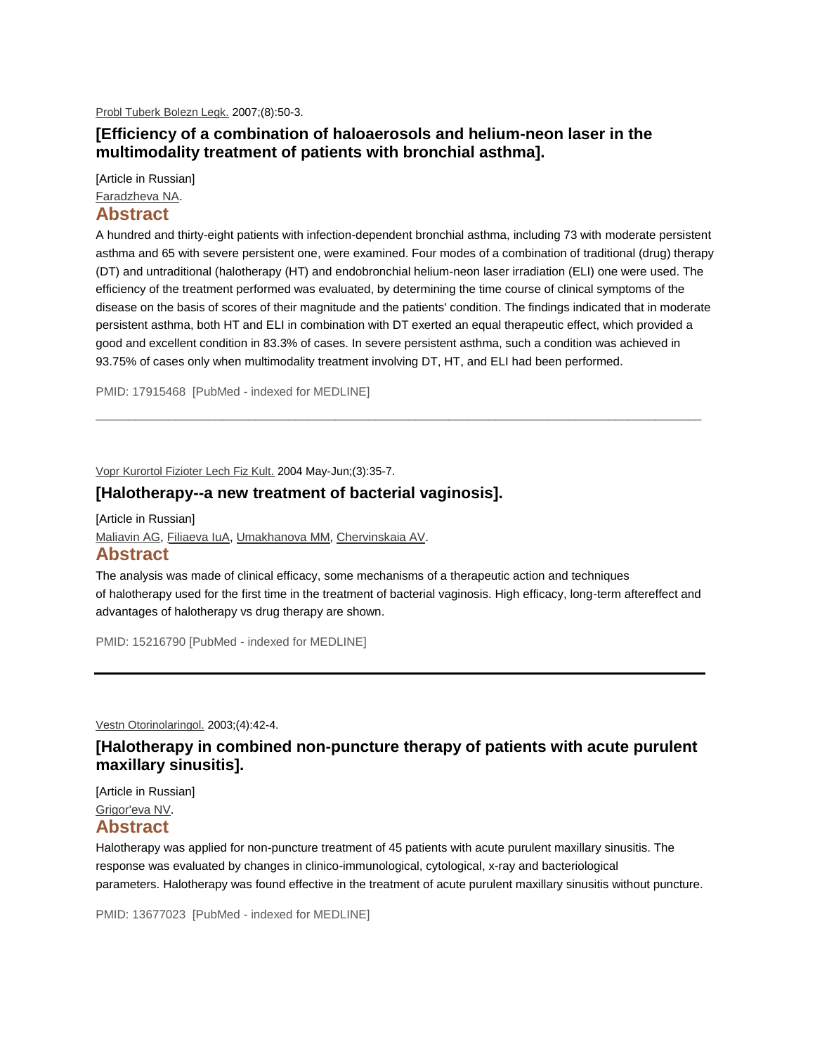Probl Tuberk Bolezn Legk. 2007;(8):50-3.

## [Efficiency of a combination of haloaerosols and helium-neon laser in the multimodality treatment of patients with bronchial asthma].

[Article in Russian]

Faradzheva NA.

### Abstract

A hundred and thirty-eight patients with infection-dependent bronchial asthma, including 73 with moderate persistent asthma and 65 with severe persistent one, were examined. Four modes of a combination of traditional (drug) therapy (DT) and untraditional (halotherapy (HT) and endobronchial helium-neon laser irradiation (ELI) one were used. The efficiency of the treatment performed was evaluated, by determining the time course of clinical symptoms of the disease on the basis of scores of their magnitude and the patients' condition. The findings indicated that in moderate persistent asthma, both HT and ELI in combination with DT exerted an equal therapeutic effect, which provided a good and excellent condition in 83.3% of cases. In severe persistent asthma, such a condition was achieved in 93.75% of cases only when multimodality treatment involving DT, HT, and ELI had been performed.

PMID: 17915468 [PubMed - indexed for MEDLINE]

---

Vopr Kurortol Fizioter Lech Fiz Kult. 2004 May-Jun;(3):35-7.

## [Halotherapy--a new treatment of bacterial vaginosis].

[Article in Russian]

Maliavin AG, Filiaeva IuA, Umakhanova MM, Chervinskaia AV.

### Abstract

The analysis was made of clinical efficacy, some mechanisms of a therapeutic action and techniques of halotherapy used for the first time in the treatment of bacterial vaginosis. High efficacy, long-term aftereffect and advantages of halotherapy vs drug therapy are shown.

PMID: 15216790 [PubMed - indexed for MEDLINE]

---

Vestn Otorinolaringol. 2003;(4):42-4.

## [Halotherapy in combined non-puncture therapy of patients with acute purulent maxillary sinusitis].

[Article in Russian]

Grigor'eva NV.

### Abstract

Halotherapy was applied for non-puncture treatment of 45 patients with acute purulent maxillary sinusitis. The response was evaluated by changes in clinico-immunological, cytological, x-ray and bacteriological parameters. Halotherapy was found effective in the treatment of acute purulent maxillary sinusitis without puncture.

PMID: 13677023 [PubMed - indexed for MEDLINE]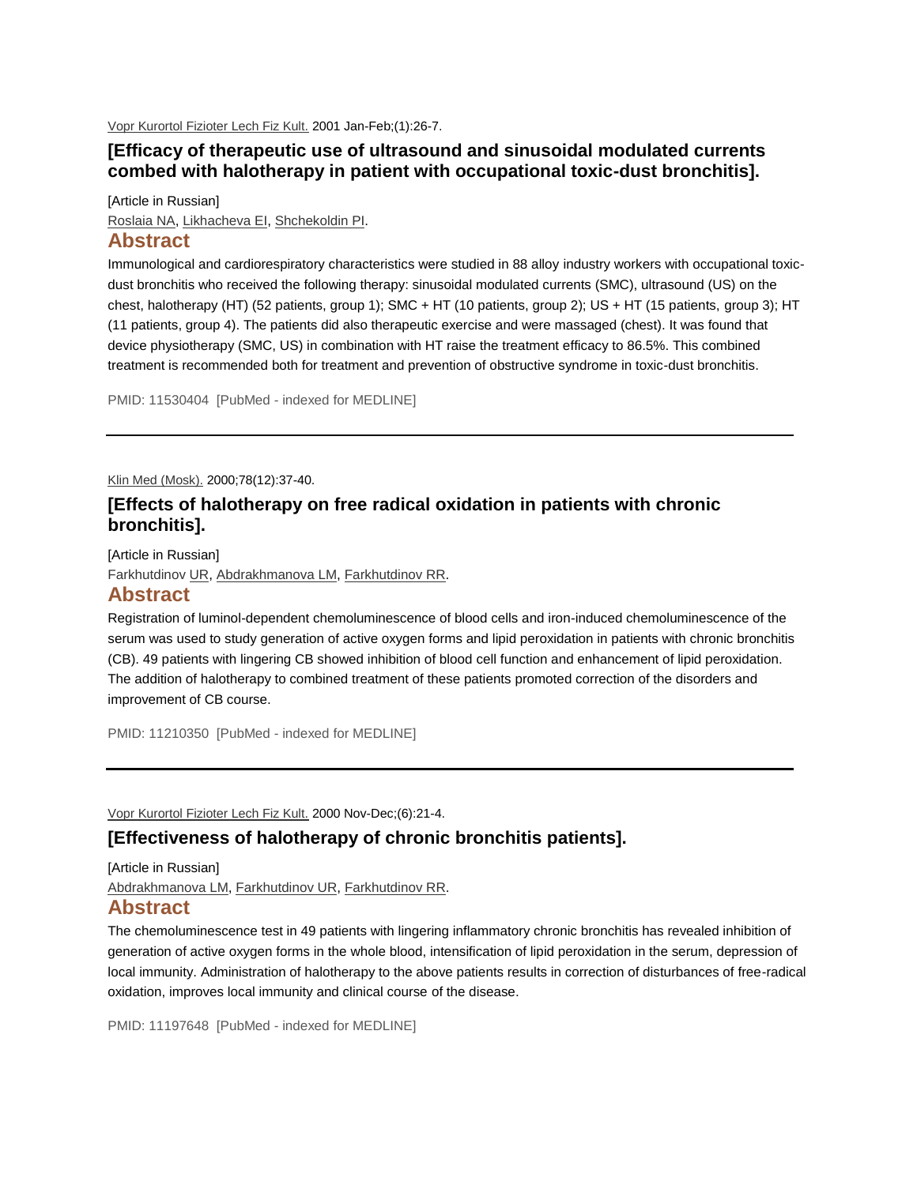Vopr Kurortol Fizioter Lech Fiz Kult. 2001 Jan-Feb;(1):26-7.

### [Efficacy of therapeutic use of ultrasound and sinusoidal modulated currents combed with halotherapy in patient with occupational toxic-dust bronchitis].

[Article in Russian]

Roslaia NA, Likhacheva EI, Shchekoldin PI.

## Abstract

Immunological and cardiorespiratory characteristics were studied in 88 alloy industry workers with occupational toxic-dust bronchitis who received the following therapy: sinusoidal modulated currents (SMC), ultrasound (US) on the chest, halotherapy (HT) (52 patients, group 1); SMC + HT (10 patients, group 2); US + HT (15 patients, group 3); HT (11 patients, group 4). The patients did also therapeutic exercise and were massaged (chest). It was found that device physiotherapy (SMC, US) in combination with HT raise the treatment efficacy to 86.5%. This combined treatment is recommended both for treatment and prevention of obstructive syndrome in toxic-dust bronchitis.

PMID: 11530404 [PubMed - indexed for MEDLINE]

---

Klin Med (Mosk). 2000;78(12):37-40.

### [Effects of halotherapy on free radical oxidation in patients with chronic bronchitis].

[Article in Russian]

Farkhutdinov UR, Abdrakhmanova LM, Farkhutdinov RR.

## Abstract

Registration of luminol-dependent chemoluminescence of blood cells and iron-induced chemoluminescence of the serum was used to study generation of active oxygen forms and lipid peroxidation in patients with chronic bronchitis (CB). 49 patients with lingering CB showed inhibition of blood cell function and enhancement of lipid peroxidation. The addition of halotherapy to combined treatment of these patients promoted correction of the disorders and improvement of CB course.

PMID: 11210350 [PubMed - indexed for MEDLINE]

---

Vopr Kurortol Fizioter Lech Fiz Kult. 2000 Nov-Dec;(6):21-4.

### [Effectiveness of halotherapy of chronic bronchitis patients].

[Article in Russian]

Abdrakhmanova LM, Farkhutdinov UR, Farkhutdinov RR.

## Abstract

The chemoluminescence test in 49 patients with lingering inflammatory chronic bronchitis has revealed inhibition of generation of active oxygen forms in the whole blood, intensification of lipid peroxidation in the serum, depression of local immunity. Administration of halotherapy to the above patients results in correction of disturbances of free-radical oxidation, improves local immunity and clinical course of the disease.

PMID: 11197648 [PubMed - indexed for MEDLINE]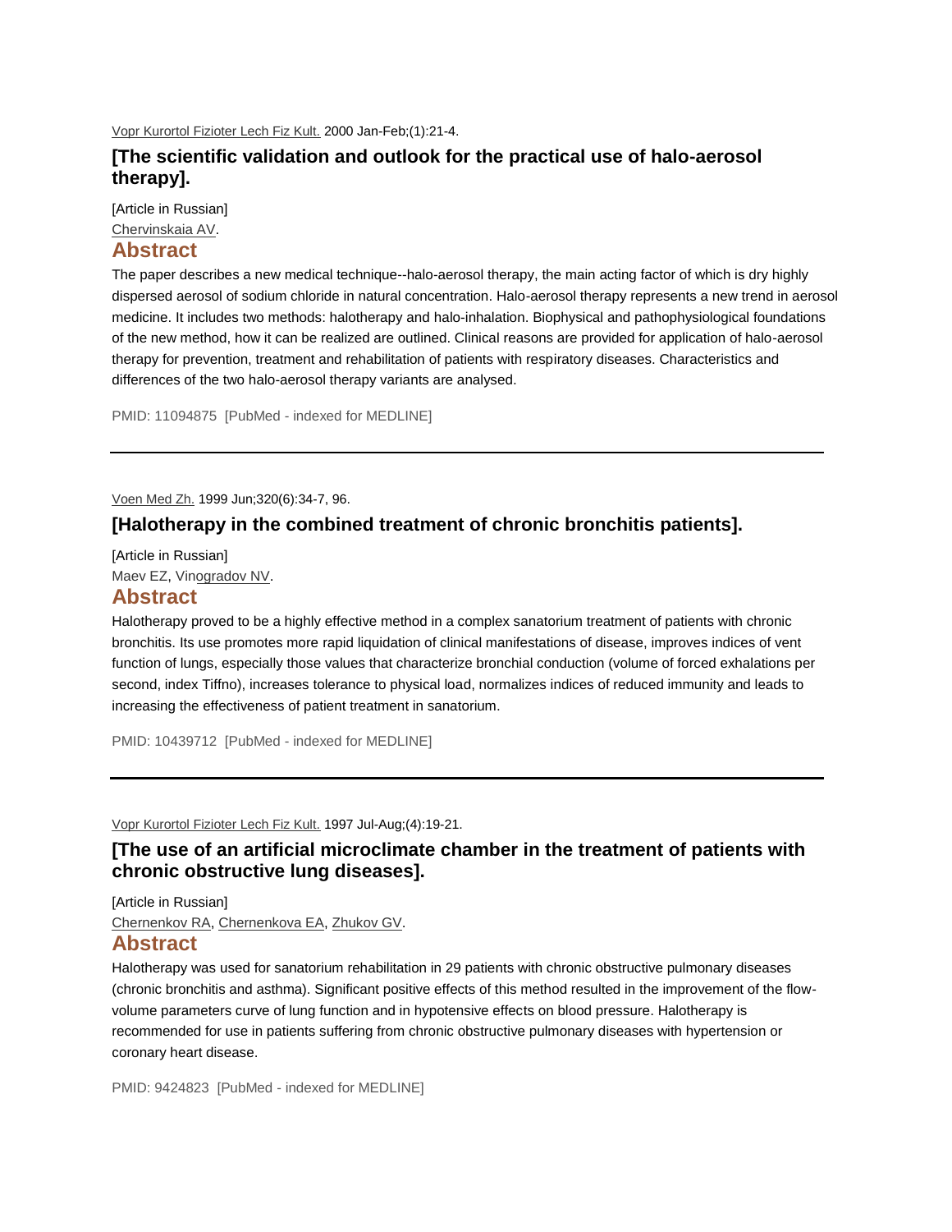Vopr Kurortol Fizioter Lech Fiz Kult. 2000 Jan-Feb;(1):21-4.

## [The scientific validation and outlook for the practical use of halo-aerosol therapy].

[Article in Russian]

Chervinskaia AV.

### Abstract

The paper describes a new medical technique--halo-aerosol therapy, the main acting factor of which is dry highly dispersed aerosol of sodium chloride in natural concentration. Halo-aerosol therapy represents a new trend in aerosol medicine. It includes two methods: halotherapy and halo-inhalation. Biophysical and pathophysiological foundations of the new method, how it can be realized are outlined. Clinical reasons are provided for application of halo-aerosol therapy for prevention, treatment and rehabilitation of patients with respiratory diseases. Characteristics and differences of the two halo-aerosol therapy variants are analysed.

PMID: 11094875 [PubMed - indexed for MEDLINE]

---

Voen Med Zh. 1999 Jun;320(6):34-7, 96.

## [Halotherapy in the combined treatment of chronic bronchitis patients].

[Article in Russian]

Maev EZ, Vinogradov NV.

### Abstract

Halotherapy proved to be a highly effective method in a complex sanatorium treatment of patients with chronic bronchitis. Its use promotes more rapid liquidation of clinical manifestations of disease, improves indices of vent function of lungs, especially those values that characterize bronchial conduction (volume of forced exhalations per second, index Tiffno), increases tolerance to physical load, normalizes indices of reduced immunity and leads to increasing the effectiveness of patient treatment in sanatorium.

PMID: 10439712 [PubMed - indexed for MEDLINE]

---

Vopr Kurortol Fizioter Lech Fiz Kult. 1997 Jul-Aug;(4):19-21.

## [The use of an artificial microclimate chamber in the treatment of patients with chronic obstructive lung diseases].

[Article in Russian]

Chernenkov RA, Chernenkova EA, Zhukov GV.

### Abstract

Halotherapy was used for sanatorium rehabilitation in 29 patients with chronic obstructive pulmonary diseases (chronic bronchitis and asthma). Significant positive effects of this method resulted in the improvement of the flow-volume parameters curve of lung function and in hypotensive effects on blood pressure. Halotherapy is recommended for use in patients suffering from chronic obstructive pulmonary diseases with hypertension or coronary heart disease.

PMID: 9424823 [PubMed - indexed for MEDLINE]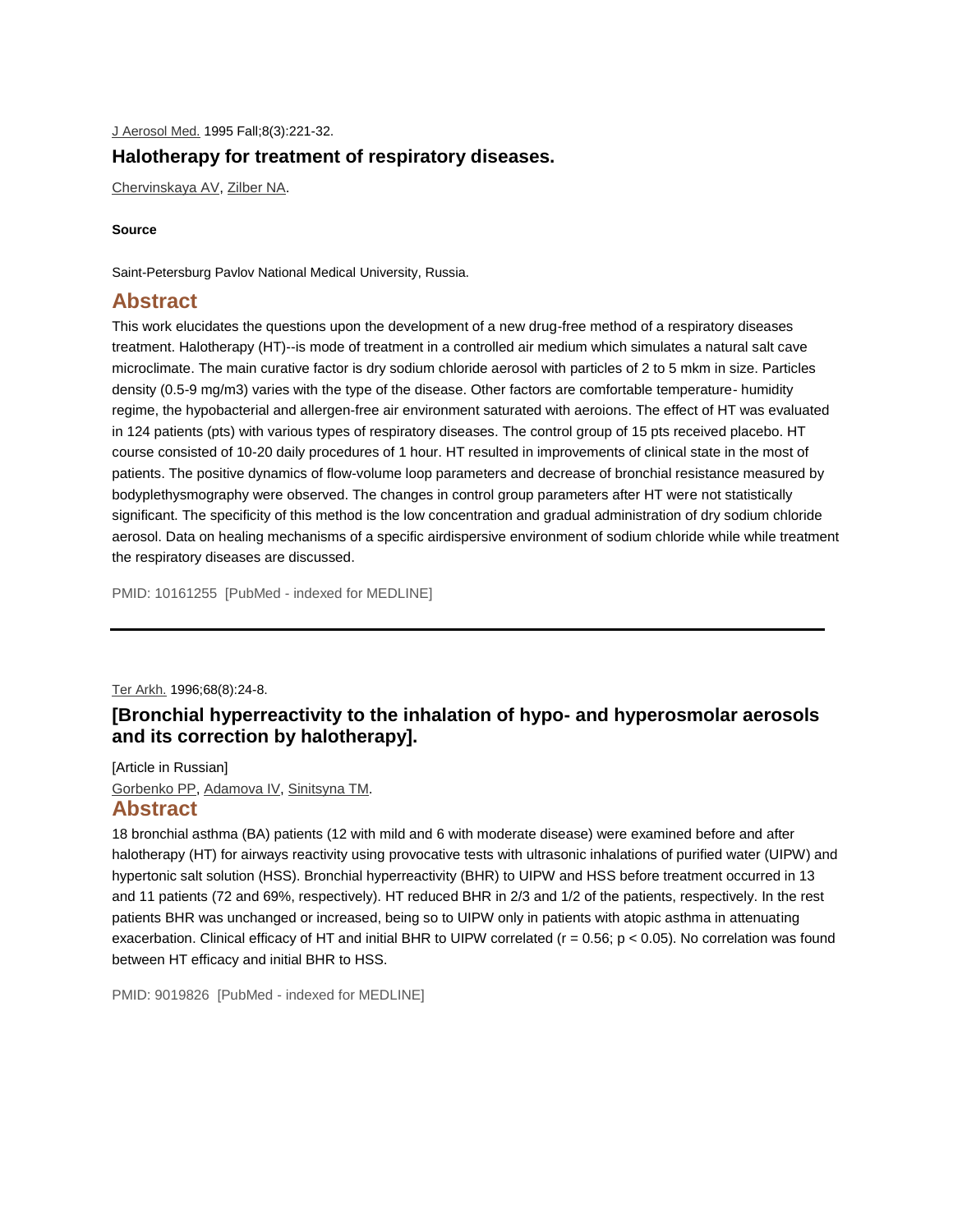J Aerosol Med. 1995 Fall;8(3):221-32.

## Halotherapy for treatment of respiratory diseases.

Chervinskaya AV, Zilber NA.

**Source**

Saint-Petersburg Pavlov National Medical University, Russia.

### Abstract

This work elucidates the questions upon the development of a new drug-free method of a respiratory diseases treatment. Halotherapy (HT)--is mode of treatment in a controlled air medium which simulates a natural salt cave microclimate. The main curative factor is dry sodium chloride aerosol with particles of 2 to 5 mkm in size. Particles density (0.5-9 mg/m3) varies with the type of the disease. Other factors are comfortable temperature- humidity regime, the hypobacterial and allergen-free air environment saturated with aeroions. The effect of HT was evaluated in 124 patients (pts) with various types of respiratory diseases. The control group of 15 pts received placebo. HT course consisted of 10-20 daily procedures of 1 hour. HT resulted in improvements of clinical state in the most of patients. The positive dynamics of flow-volume loop parameters and decrease of bronchial resistance measured by bodyplethysmography were observed. The changes in control group parameters after HT were not statistically significant. The specificity of this method is the low concentration and gradual administration of dry sodium chloride aerosol. Data on healing mechanisms of a specific airdispersive environment of sodium chloride while while treatment the respiratory diseases are discussed.

PMID: 10161255 [PubMed - indexed for MEDLINE]

---

Ter Arkh. 1996;68(8):24-8.

## [Bronchial hyperreactivity to the inhalation of hypo- and hyperosmolar aerosols and its correction by halotherapy].

[Article in Russian]

Gorbenko PP, Adamova IV, Sinitsyna TM.

### Abstract

18 bronchial asthma (BA) patients (12 with mild and 6 with moderate disease) were examined before and after halotherapy (HT) for airways reactivity using provocative tests with ultrasonic inhalations of purified water (UIPW) and hypertonic salt solution (HSS). Bronchial hyperreactivity (BHR) to UIPW and HSS before treatment occurred in 13 and 11 patients (72 and 69%, respectively). HT reduced BHR in 2/3 and 1/2 of the patients, respectively. In the rest patients BHR was unchanged or increased, being so to UIPW only in patients with atopic asthma in attenuating exacerbation. Clinical efficacy of HT and initial BHR to UIPW correlated ($r = 0.56$; $p < 0.05$). No correlation was found between HT efficacy and initial BHR to HSS.

PMID: 9019826 [PubMed - indexed for MEDLINE]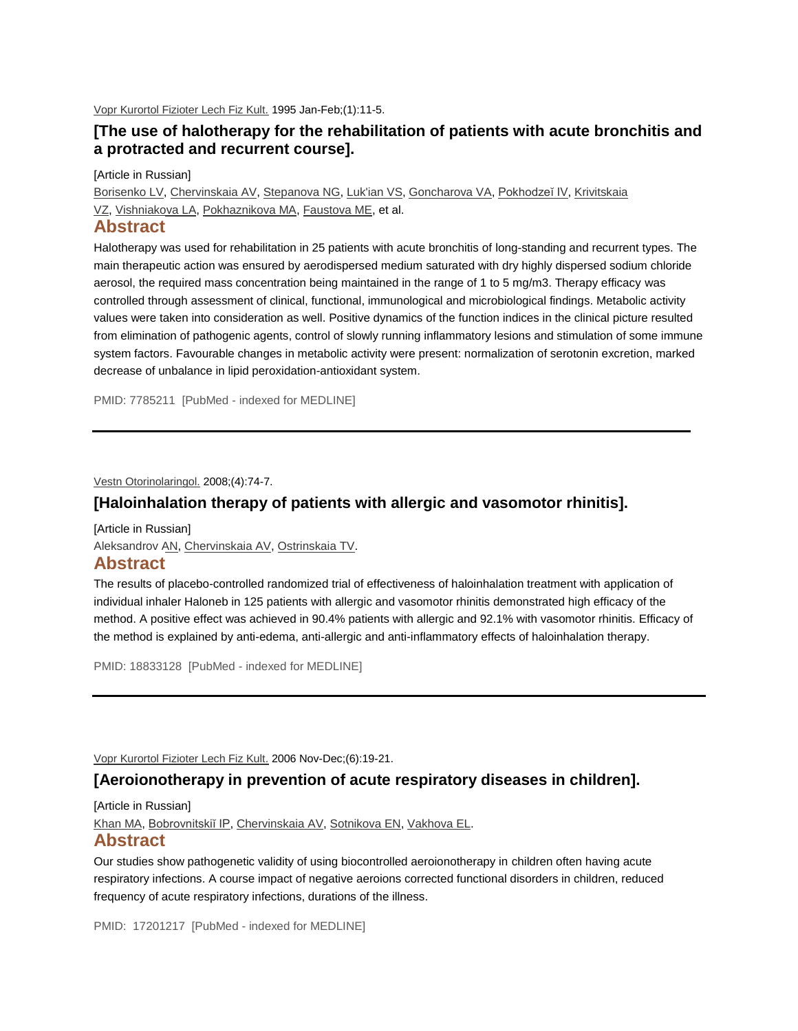Vopr Kurortol Fizioter Lech Fiz Kult. 1995 Jan-Feb;(1):11-5.

### [The use of halotherapy for the rehabilitation of patients with acute bronchitis and a protracted and recurrent course].

[Article in Russian]

Borisenko LV, Chervinskaia AV, Stepanova NG, Luk'ian VS, Goncharova VA, Pokhodzeĭ IV, Krivitskaia VZ, Vishniakova LA, Pokhaznikova MA, Faustova ME, et al.

## Abstract

Halotherapy was used for rehabilitation in 25 patients with acute bronchitis of long-standing and recurrent types. The main therapeutic action was ensured by aerodispersed medium saturated with dry highly dispersed sodium chloride aerosol, the required mass concentration being maintained in the range of 1 to 5 mg/m3. Therapy efficacy was controlled through assessment of clinical, functional, immunological and microbiological findings. Metabolic activity values were taken into consideration as well. Positive dynamics of the function indices in the clinical picture resulted from elimination of pathogenic agents, control of slowly running inflammatory lesions and stimulation of some immune system factors. Favourable changes in metabolic activity were present: normalization of serotonin excretion, marked decrease of unbalance in lipid peroxidation-antioxidant system.

PMID: 7785211 [PubMed - indexed for MEDLINE]

---

Vestn Otorinolaringol. 2008;(4):74-7.

### [Haloinhalation therapy of patients with allergic and vasomotor rhinitis].

[Article in Russian]

Aleksandrov AN, Chervinskaia AV, Ostrinskaia TV.

## Abstract

The results of placebo-controlled randomized trial of effectiveness of haloinhalation treatment with application of individual inhaler Haloneb in 125 patients with allergic and vasomotor rhinitis demonstrated high efficacy of the method. A positive effect was achieved in 90.4% patients with allergic and 92.1% with vasomotor rhinitis. Efficacy of the method is explained by anti-edema, anti-allergic and anti-inflammatory effects of haloinhalation therapy.

PMID: 18833128 [PubMed - indexed for MEDLINE]

---

Vopr Kurortol Fizioter Lech Fiz Kult. 2006 Nov-Dec;(6):19-21.

### [Aeroionotherapy in prevention of acute respiratory diseases in children].

[Article in Russian]

Khan MA, Bobrovnitskiĭ IP, Chervinskaia AV, Sotnikova EN, Vakhova EL.

## Abstract

Our studies show pathogenetic validity of using biocontrolled aeroionotherapy in children often having acute respiratory infections. A course impact of negative aeroions corrected functional disorders in children, reduced frequency of acute respiratory infections, durations of the illness.

PMID: 17201217 [PubMed - indexed for MEDLINE]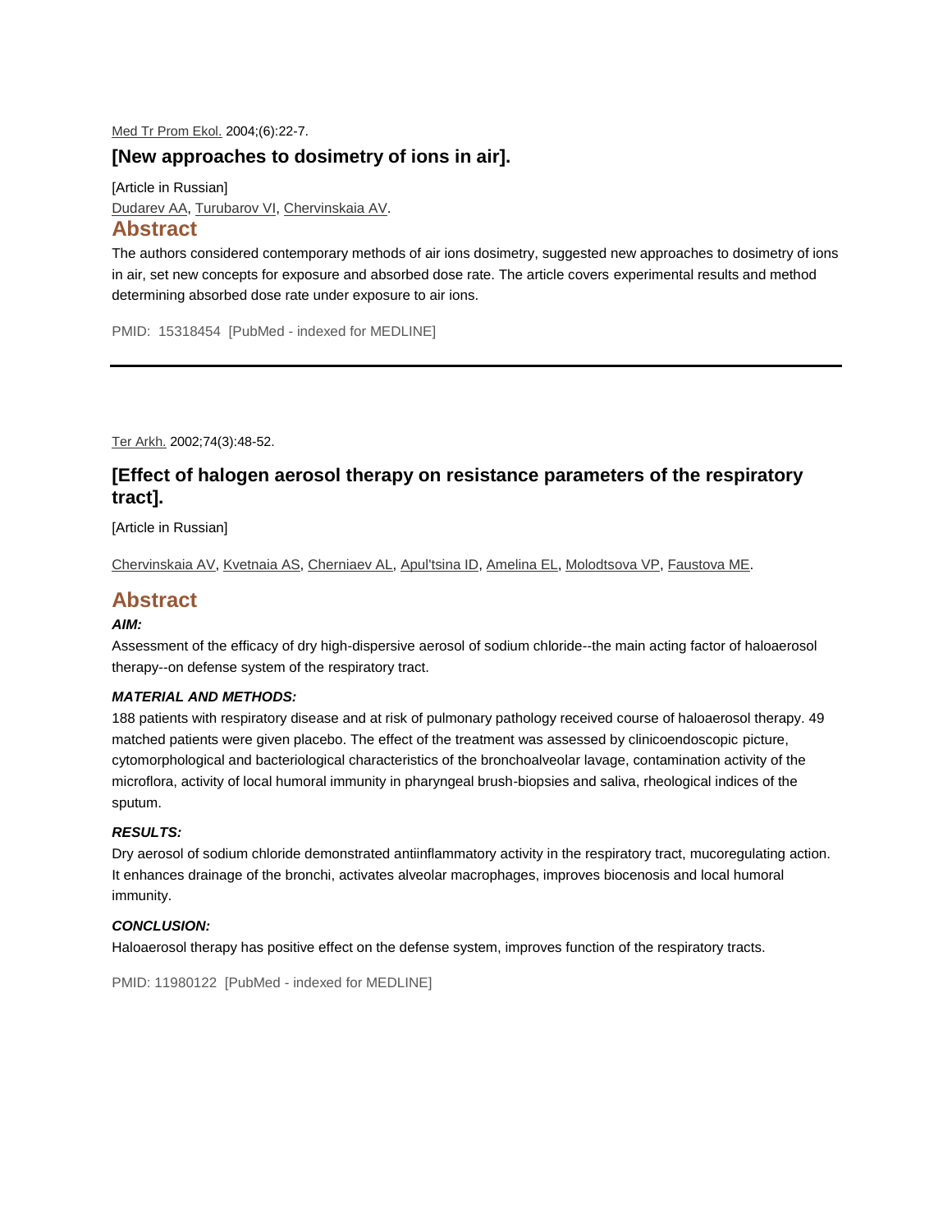Med Tr Prom Ekol. 2004;(6):22-7.

## [New approaches to dosimetry of ions in air].

[Article in Russian]

Dudarev AA, Turubarov VI, Chervinskaia AV.

### Abstract

The authors considered contemporary methods of air ions dosimetry, suggested new approaches to dosimetry of ions in air, set new concepts for exposure and absorbed dose rate. The article covers experimental results and method determining absorbed dose rate under exposure to air ions.

PMID: 15318454 [PubMed - indexed for MEDLINE]

---

Ter Arkh. 2002;74(3):48-52.

## [Effect of halogen aerosol therapy on resistance parameters of the respiratory tract].

[Article in Russian]

Chervinskaia AV, Kvetnaia AS, Cherniaev AL, Apul'tsina ID, Amelina EL, Molodtsova VP, Faustova ME.

### Abstract

***AIM:***

Assessment of the efficacy of dry high-dispersive aerosol of sodium chloride--the main acting factor of haloaerosol therapy--on defense system of the respiratory tract.

***MATERIAL AND METHODS:***

188 patients with respiratory disease and at risk of pulmonary pathology received course of haloaerosol therapy. 49 matched patients were given placebo. The effect of the treatment was assessed by clinicoendoscopic picture, cytomorphological and bacteriological characteristics of the bronchoalveolar lavage, contamination activity of the microflora, activity of local humoral immunity in pharyngeal brush-biopsies and saliva, rheological indices of the sputum.

***RESULTS:***

Dry aerosol of sodium chloride demonstrated antiinflammatory activity in the respiratory tract, mucoregulating action. It enhances drainage of the bronchi, activates alveolar macrophages, improves biocenosis and local humoral immunity.

***CONCLUSION:***

Haloaerosol therapy has positive effect on the defense system, improves function of the respiratory tracts.

PMID: 11980122 [PubMed - indexed for MEDLINE]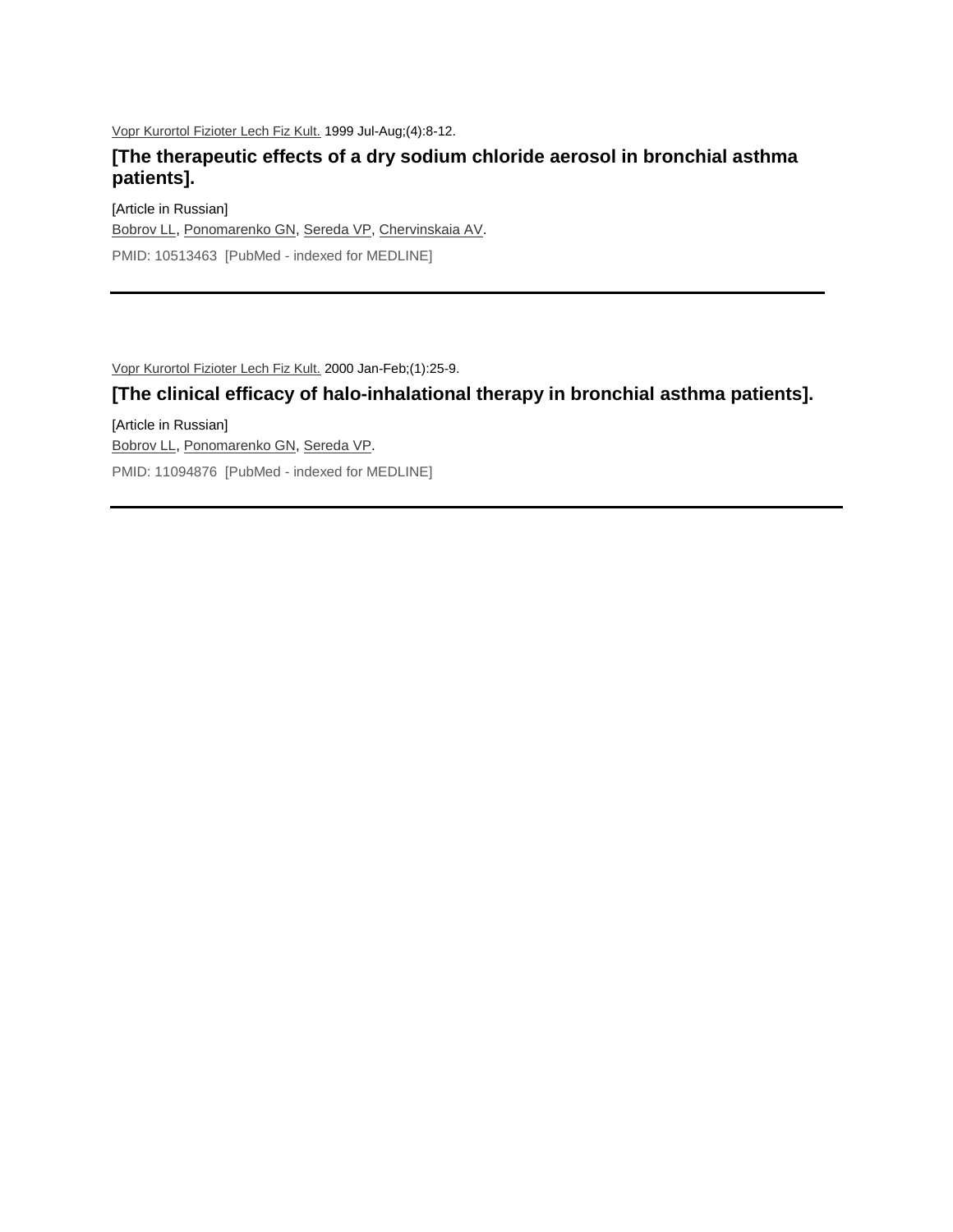Vopr Kurortol Fizioter Lech Fiz Kult. 1999 Jul-Aug;(4):8-12.

## [The therapeutic effects of a dry sodium chloride aerosol in bronchial asthma patients].

[Article in Russian]

Bobrov LL, Ponomarenko GN, Sereda VP, Chervinskaia AV.

PMID: 10513463 [PubMed - indexed for MEDLINE]

---

Vopr Kurortol Fizioter Lech Fiz Kult. 2000 Jan-Feb;(1):25-9.

## [The clinical efficacy of halo-inhalational therapy in bronchial asthma patients].

[Article in Russian]

Bobrov LL, Ponomarenko GN, Sereda VP.

PMID: 11094876 [PubMed - indexed for MEDLINE]

---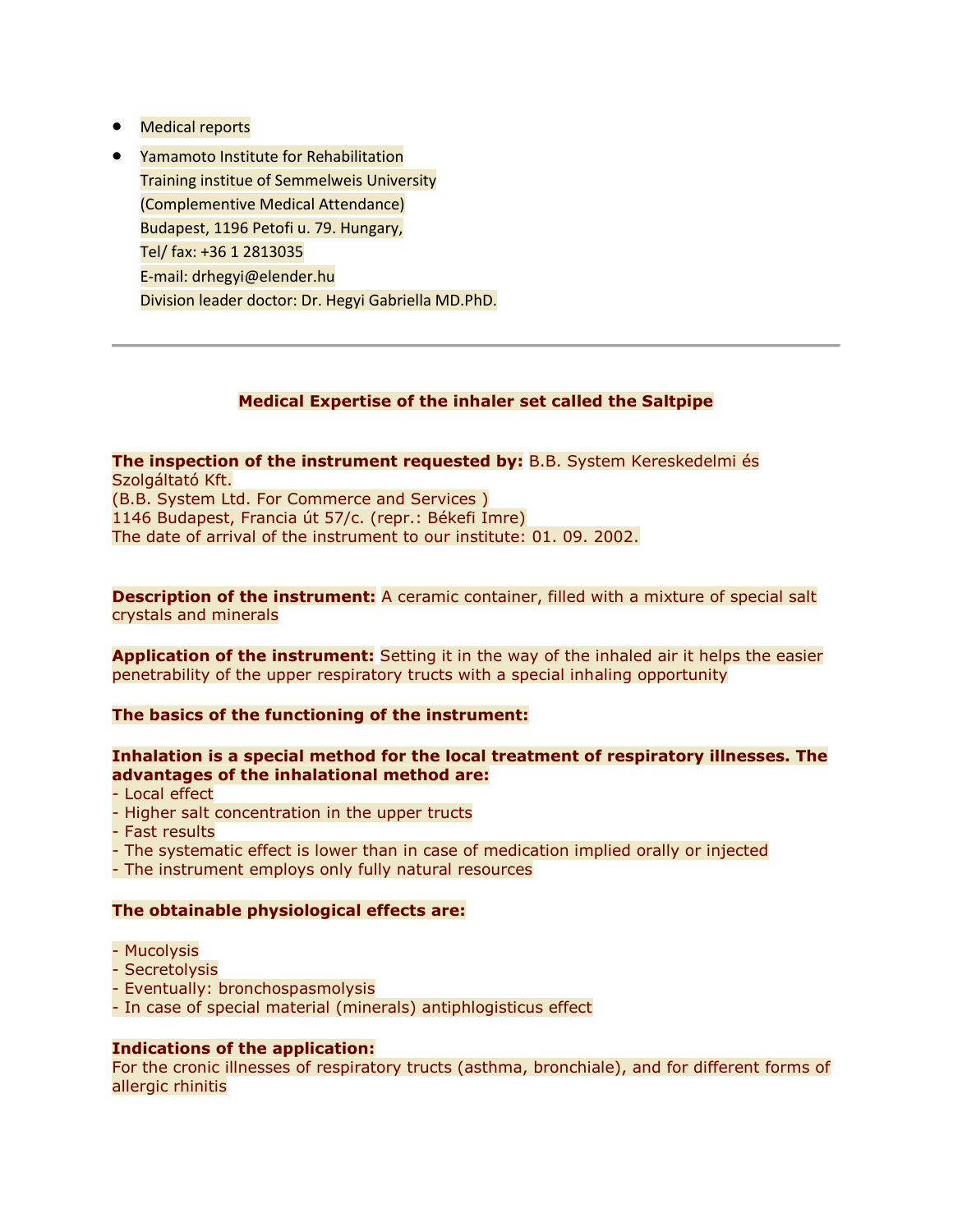- Medical reports
- Yamamoto Institute for Rehabilitation
  Training institue of Semmelweis University
  (Complementive Medical Attendance)
  Budapest, 1196 Petofi u. 79. Hungary,
  Tel/ fax: +36 1 2813035
  E-mail: drhegyi@elender.hu
  Division leader doctor: Dr. Hegyi Gabriella MD.PhD.

---

**Medical Expertise of the inhaler set called the Saltpipe**

**The inspection of the instrument requested by:** B.B. System Kereskedelmi és Szolgáltató Kft.
(B.B. System Ltd. For Commerce and Services )
1146 Budapest, Francia út 57/c. (repr.: Békefi Imre)
The date of arrival of the instrument to our institute: 01. 09. 2002.

**Description of the instrument:** A ceramic container, filled with a mixture of special salt crystals and minerals

**Application of the instrument:** Setting it in the way of the inhaled air it helps the easier penetrability of the upper respiratory tructs with a special inhaling opportunity

**The basics of the functioning of the instrument:**

**Inhalation is a special method for the local treatment of respiratory illnesses. The advantages of the inhalational method are:**
- Local effect
- Higher salt concentration in the upper tructs
- Fast results
- The systematic effect is lower than in case of medication implied orally or injected
- The instrument employs only fully natural resources

**The obtainable physiological effects are:**

- Mucolysis
- Secretolysis
- Eventually: bronchospasmolysis
- In case of special material (minerals) antiphlogisticus effect

**Indications of the application:**
For the cronic illnesses of respiratory tructs (asthma, bronchiale), and for different forms of allergic rhinitis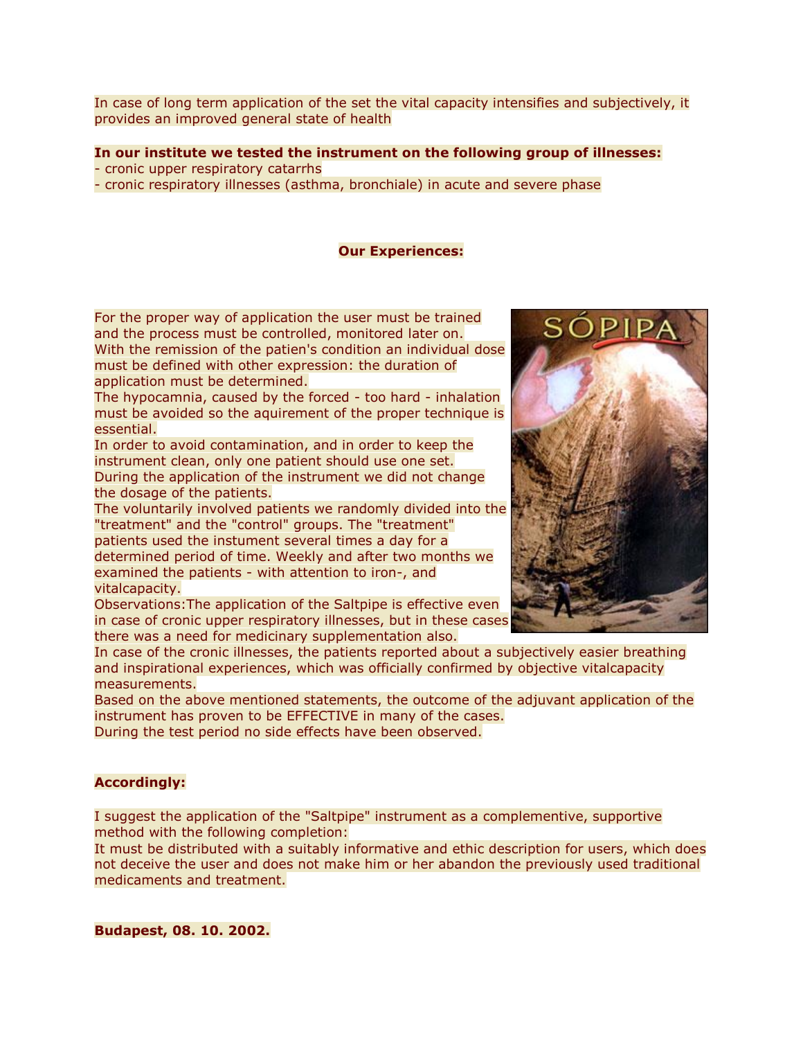In case of long term application of the set the vital capacity intensifies and subjectively, it provides an improved general state of health

**In our institute we tested the instrument on the following group of illnesses:**

- cronic upper respiratory catarrhs
- cronic respiratory illnesses (asthma, bronchiale) in acute and severe phase

**Our Experiences:**

For the proper way of application the user must be trained and the process must be controlled, monitored later on.
With the remission of the patien's condition an individual dose must be defined with other expression: the duration of application must be determined.
The hypocamnia, caused by the forced - too hard - inhalation must be avoided so the aquirement of the proper technique is essential.
In order to avoid contamination, and in order to keep the instrument clean, only one patient should use one set.
During the application of the instrument we did not change the dosage of the patients.
The voluntarily involved patients we randomly divided into the "treatment" and the "control" groups. The "treatment" patients used the instument several times a day for a determined period of time. Weekly and after two months we examined the patients - with attention to iron-, and vitalcapacity.
Observations:The application of the Saltpipe is effective even in case of cronic upper respiratory illnesses, but in these cases there was a need for medicinary supplementation also.
In case of the cronic illnesses, the patients reported about a subjectively easier breathing and inspirational experiences, which was officially confirmed by objective vitalcapacity measurements.
Based on the above mentioned statements, the outcome of the adjuvant application of the instrument has proven to be EFFECTIVE in many of the cases.
During the test period no side effects have been observed.

**Accordingly:**

I suggest the application of the "Saltpipe" instrument as a complementive, supportive method with the following completion:
It must be distributed with a suitably informative and ethic description for users, which does not deceive the user and does not make him or her abandon the previously used traditional medicaments and treatment.

**Budapest, 08. 10. 2002.**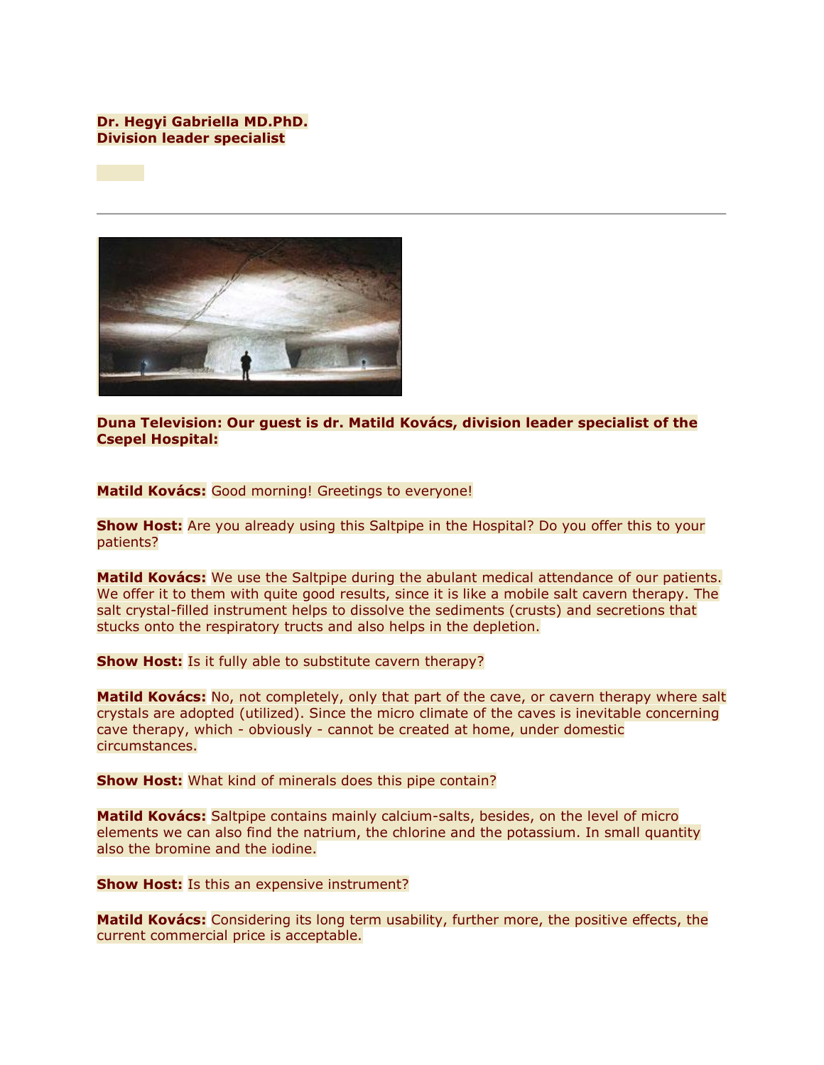**Dr. Hegyi Gabriella MD.PhD.**
**Division leader specialist**

**Duna Television: Our guest is dr. Matild Kovács, division leader specialist of the Csepel Hospital:**

**Matild Kovács:** Good morning! Greetings to everyone!

**Show Host:** Are you already using this Saltpipe in the Hospital? Do you offer this to your patients?

**Matild Kovács:** We use the Saltpipe during the abulant medical attendance of our patients. We offer it to them with quite good results, since it is like a mobile salt cavern therapy. The salt crystal-filled instrument helps to dissolve the sediments (crusts) and secretions that stucks onto the respiratory tructs and also helps in the depletion.

**Show Host:** Is it fully able to substitute cavern therapy?

**Matild Kovács:** No, not completely, only that part of the cave, or cavern therapy where salt crystals are adopted (utilized). Since the micro climate of the caves is inevitable concerning cave therapy, which - obviously - cannot be created at home, under domestic circumstances.

**Show Host:** What kind of minerals does this pipe contain?

**Matild Kovács:** Saltpipe contains mainly calcium-salts, besides, on the level of micro elements we can also find the natrium, the chlorine and the potassium. In small quantity also the bromine and the iodine.

**Show Host:** Is this an expensive instrument?

**Matild Kovács:** Considering its long term usability, further more, the positive effects, the current commercial price is acceptable.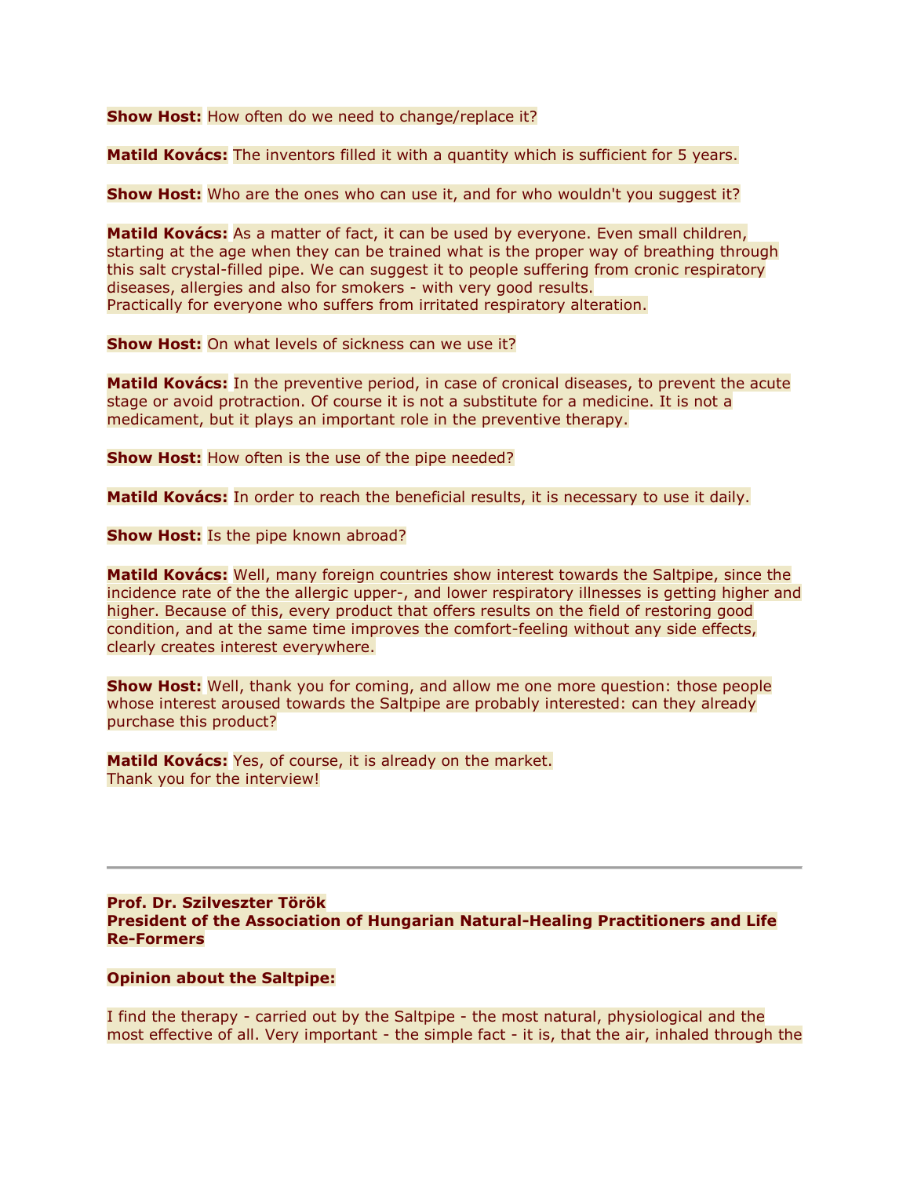**Show Host:** How often do we need to change/replace it?

**Matild Kovács:** The inventors filled it with a quantity which is sufficient for 5 years.

**Show Host:** Who are the ones who can use it, and for who wouldn't you suggest it?

**Matild Kovács:** As a matter of fact, it can be used by everyone. Even small children, starting at the age when they can be trained what is the proper way of breathing through this salt crystal-filled pipe. We can suggest it to people suffering from cronic respiratory diseases, allergies and also for smokers - with very good results.
Practically for everyone who suffers from irritated respiratory alteration.

**Show Host:** On what levels of sickness can we use it?

**Matild Kovács:** In the preventive period, in case of cronical diseases, to prevent the acute stage or avoid protraction. Of course it is not a substitute for a medicine. It is not a medicament, but it plays an important role in the preventive therapy.

**Show Host:** How often is the use of the pipe needed?

**Matild Kovács:** In order to reach the beneficial results, it is necessary to use it daily.

**Show Host:** Is the pipe known abroad?

**Matild Kovács:** Well, many foreign countries show interest towards the Saltpipe, since the incidence rate of the the allergic upper-, and lower respiratory illnesses is getting higher and higher. Because of this, every product that offers results on the field of restoring good condition, and at the same time improves the comfort-feeling without any side effects, clearly creates interest everywhere.

**Show Host:** Well, thank you for coming, and allow me one more question: those people whose interest aroused towards the Saltpipe are probably interested: can they already purchase this product?

**Matild Kovács:** Yes, of course, it is already on the market.
Thank you for the interview!

---

**Prof. Dr. Szilveszter Török**
**President of the Association of Hungarian Natural-Healing Practitioners and Life Re-Formers**

**Opinion about the Saltpipe:**

I find the therapy - carried out by the Saltpipe - the most natural, physiological and the most effective of all. Very important - the simple fact - it is, that the air, inhaled through the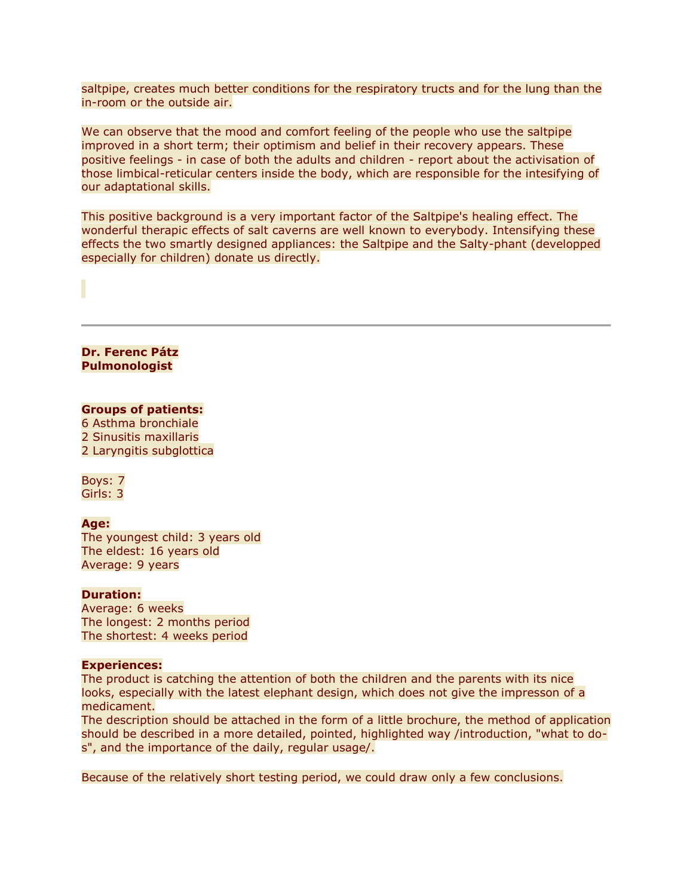saltpipe, creates much better conditions for the respiratory tructs and for the lung than the in-room or the outside air.

We can observe that the mood and comfort feeling of the people who use the saltpipe improved in a short term; their optimism and belief in their recovery appears. These positive feelings - in case of both the adults and children - report about the activisation of those limbical-reticular centers inside the body, which are responsible for the intesifying of our adaptational skills.

This positive background is a very important factor of the Saltpipe's healing effect. The wonderful therapic effects of salt caverns are well known to everybody. Intensifying these effects the two smartly designed appliances: the Saltpipe and the Salty-phant (developped especially for children) donate us directly.

---

**Dr. Ferenc Pátz**
**Pulmonologist**

**Groups of patients:**
6 Asthma bronchiale
2 Sinusitis maxillaris
2 Laryngitis subglottica

Boys: 7
Girls: 3

**Age:**
The youngest child: 3 years old
The eldest: 16 years old
Average: 9 years

**Duration:**
Average: 6 weeks
The longest: 2 months period
The shortest: 4 weeks period

**Experiences:**
The product is catching the attention of both the children and the parents with its nice looks, especially with the latest elephant design, which does not give the impresson of a medicament.
The description should be attached in the form of a little brochure, the method of application should be described in a more detailed, pointed, highlighted way /introduction, "what to do-s", and the importance of the daily, regular usage/.

Because of the relatively short testing period, we could draw only a few conclusions.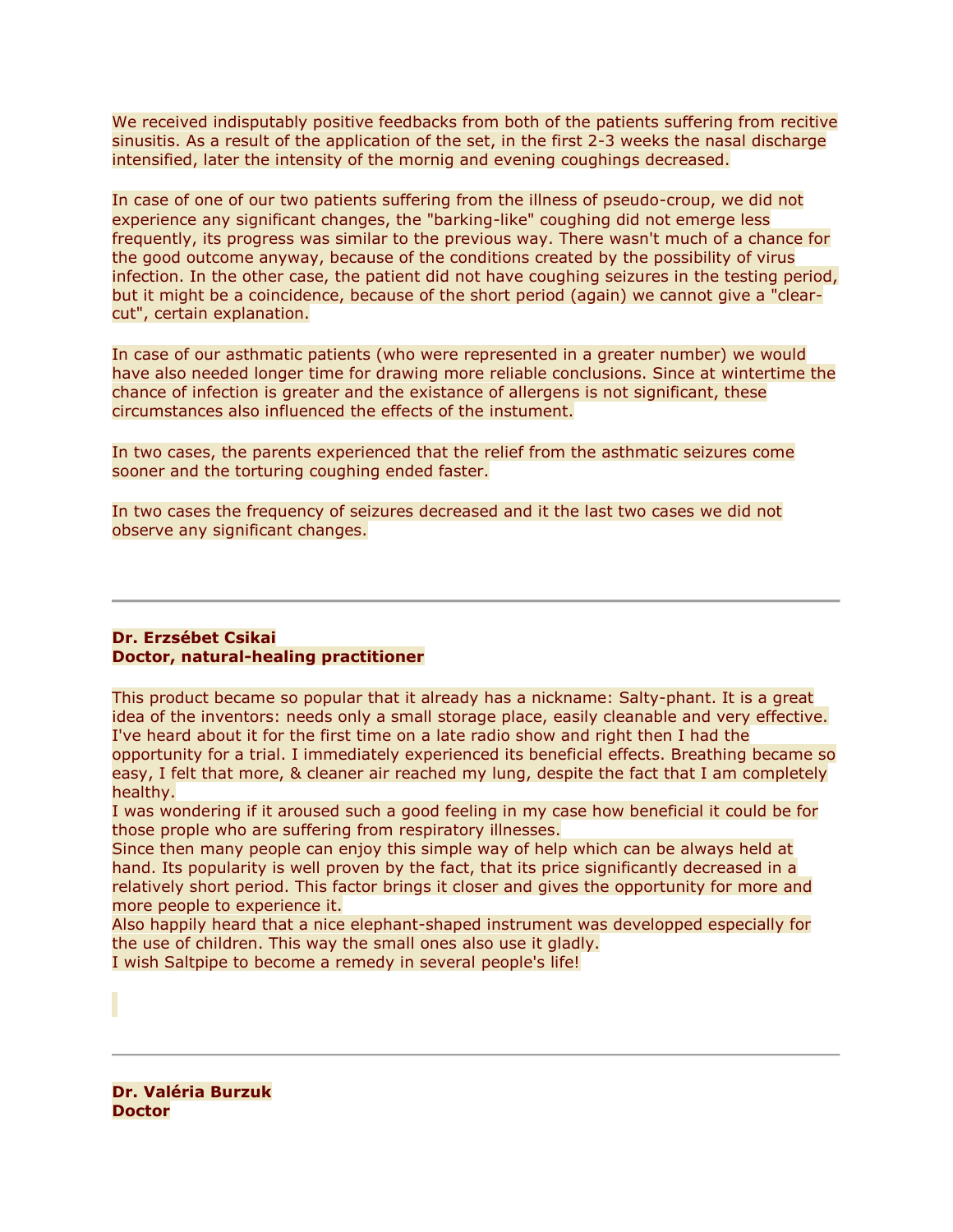We received indisputably positive feedbacks from both of the patients suffering from recitive sinusitis. As a result of the application of the set, in the first 2-3 weeks the nasal discharge intensified, later the intensity of the mornig and evening coughings decreased.

In case of one of our two patients suffering from the illness of pseudo-croup, we did not experience any significant changes, the "barking-like" coughing did not emerge less frequently, its progress was similar to the previous way. There wasn't much of a chance for the good outcome anyway, because of the conditions created by the possibility of virus infection. In the other case, the patient did not have coughing seizures in the testing period, but it might be a coincidence, because of the short period (again) we cannot give a "clear-cut", certain explanation.

In case of our asthmatic patients (who were represented in a greater number) we would have also needed longer time for drawing more reliable conclusions. Since at wintertime the chance of infection is greater and the existance of allergens is not significant, these circumstances also influenced the effects of the instument.

In two cases, the parents experienced that the relief from the asthmatic seizures come sooner and the torturing coughing ended faster.

In two cases the frequency of seizures decreased and it the last two cases we did not observe any significant changes.

---

**Dr. Erzsébet Csikai**
**Doctor, natural-healing practitioner**

This product became so popular that it already has a nickname: Salty-phant. It is a great idea of the inventors: needs only a small storage place, easily cleanable and very effective. I've heard about it for the first time on a late radio show and right then I had the opportunity for a trial. I immediately experienced its beneficial effects. Breathing became so easy, I felt that more, & cleaner air reached my lung, despite the fact that I am completely healthy.
I was wondering if it aroused such a good feeling in my case how beneficial it could be for those people who are suffering from respiratory illnesses.
Since then many people can enjoy this simple way of help which can be always held at hand. Its popularity is well proven by the fact, that its price significantly decreased in a relatively short period. This factor brings it closer and gives the opportunity for more and more people to experience it.
Also happily heard that a nice elephant-shaped instrument was developped especially for the use of children. This way the small ones also use it gladly.
I wish Saltpipe to become a remedy in several people's life!

---

**Dr. Valéria Burzuk**
**Doctor**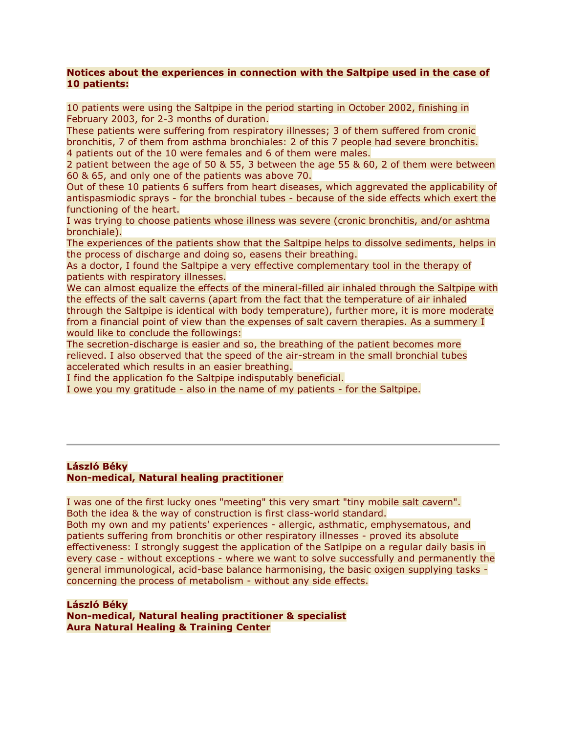**Notices about the experiences in connection with the Saltpipe used in the case of 10 patients:**

10 patients were using the Saltpipe in the period starting in October 2002, finishing in February 2003, for 2-3 months of duration.
These patients were suffering from respiratory illnesses; 3 of them suffered from cronic bronchitis, 7 of them from asthma bronchiales: 2 of this 7 people had severe bronchitis.
4 patients out of the 10 were females and 6 of them were males.
2 patient between the age of 50 & 55, 3 between the age 55 & 60, 2 of them were between 60 & 65, and only one of the patients was above 70.
Out of these 10 patients 6 suffers from heart diseases, which aggrevated the applicability of antispasmiodic sprays - for the bronchial tubes - because of the side effects which exert the functioning of the heart.
I was trying to choose patients whose illness was severe (cronic bronchitis, and/or ashtma bronchiale).
The experiences of the patients show that the Saltpipe helps to dissolve sediments, helps in the process of discharge and doing so, easens their breathing.
As a doctor, I found the Saltpipe a very effective complementary tool in the therapy of patients with respiratory illnesses.
We can almost equalize the effects of the mineral-filled air inhaled through the Saltpipe with the effects of the salt caverns (apart from the fact that the temperature of air inhaled through the Saltpipe is identical with body temperature), further more, it is more moderate from a financial point of view than the expenses of salt cavern therapies. As a summery I would like to conclude the followings:
The secretion-discharge is easier and so, the breathing of the patient becomes more relieved. I also observed that the speed of the air-stream in the small bronchial tubes accelerated which results in an easier breathing.
I find the application fo the Saltpipe indisputably beneficial.
I owe you my gratitude - also in the name of my patients - for the Saltpipe.

---

**László Béky**
**Non-medical, Natural healing practitioner**

I was one of the first lucky ones "meeting" this very smart "tiny mobile salt cavern".
Both the idea & the way of construction is first class-world standard.
Both my own and my patients' experiences - allergic, asthmatic, emphysematous, and patients suffering from bronchitis or other respiratory illnesses - proved its absolute effectiveness: I strongly suggest the application of the Satlpipe on a regular daily basis in every case - without exceptions - where we want to solve successfully and permanently the general immunological, acid-base balance harmonising, the basic oxigen supplying tasks - concerning the process of metabolism - without any side effects.

**László Béky**
**Non-medical, Natural healing practitioner & specialist**
**Aura Natural Healing & Training Center**